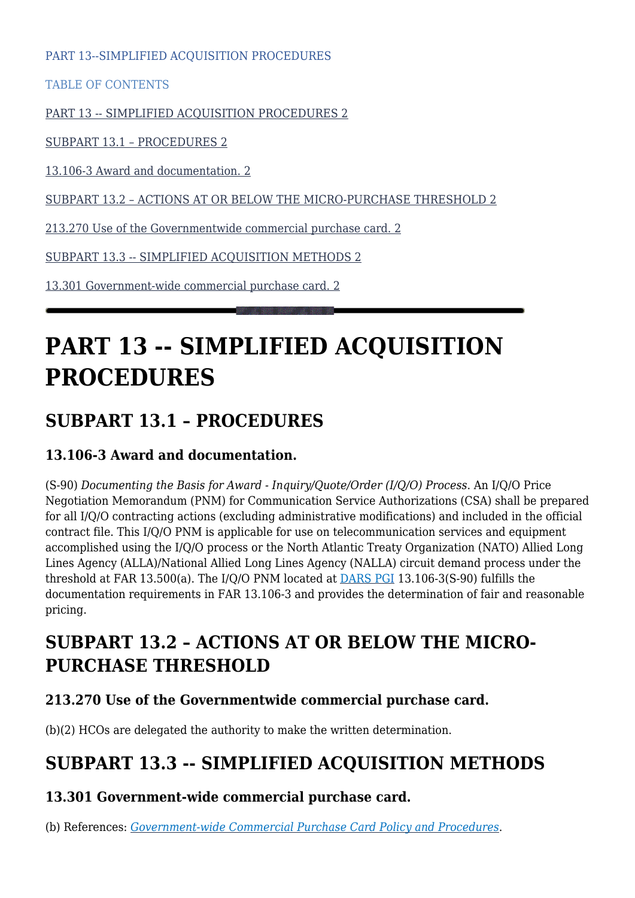PART 13--SIMPLIFIED ACQUISITION PROCEDURES

TABLE OF CONTENTS

PART 13 -- SIMPLIFIED ACQUISITION PROCEDURES 2

SUBPART 13.1 – PROCEDURES 2

13.106-3 Award and documentation. 2

SUBPART 13.2 – ACTIONS AT OR BELOW THE MICRO-PURCHASE THRESHOLD 2

213.270 Use of the Governmentwide commercial purchase card. 2

SUBPART 13.3 -- SIMPLIFIED ACQUISITION METHODS 2

13.301 Government-wide commercial purchase card. 2

---

# PART 13 -- SIMPLIFIED ACQUISITION PROCEDURES

## SUBPART 13.1 – PROCEDURES

### 13.106-3 Award and documentation.

(S-90) *Documenting the Basis for Award - Inquiry/Quote/Order (I/Q/O) Process*. An I/Q/O Price Negotiation Memorandum (PNM) for Communication Service Authorizations (CSA) shall be prepared for all I/Q/O contracting actions (excluding administrative modifications) and included in the official contract file. This I/Q/O PNM is applicable for use on telecommunication services and equipment accomplished using the I/Q/O process or the North Atlantic Treaty Organization (NATO) Allied Long Lines Agency (ALLA)/National Allied Long Lines Agency (NALLA) circuit demand process under the threshold at FAR 13.500(a). The I/Q/O PNM located at DARS PGI 13.106-3(S-90) fulfills the documentation requirements in FAR 13.106-3 and provides the determination of fair and reasonable pricing.

## SUBPART 13.2 – ACTIONS AT OR BELOW THE MICRO-PURCHASE THRESHOLD

### 213.270 Use of the Governmentwide commercial purchase card.

(b)(2) HCOs are delegated the authority to make the written determination.

## SUBPART 13.3 -- SIMPLIFIED ACQUISITION METHODS

### 13.301 Government-wide commercial purchase card.

(b) References: *Government-wide Commercial Purchase Card Policy and Procedures*.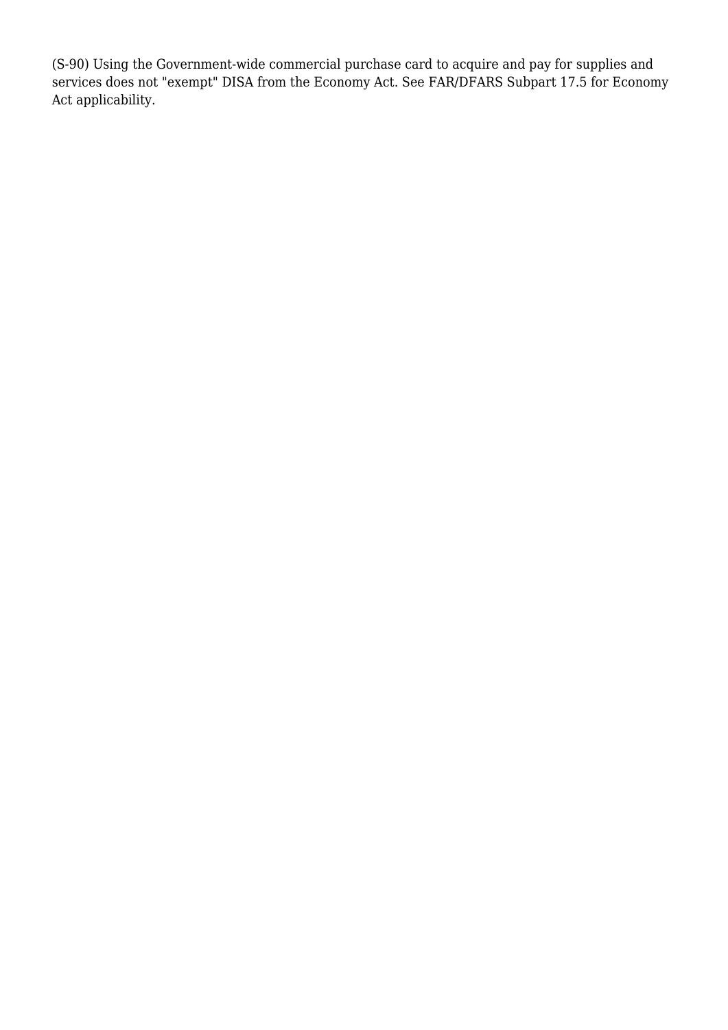(S-90) Using the Government-wide commercial purchase card to acquire and pay for supplies and services does not "exempt" DISA from the Economy Act. See FAR/DFARS Subpart 17.5 for Economy Act applicability.